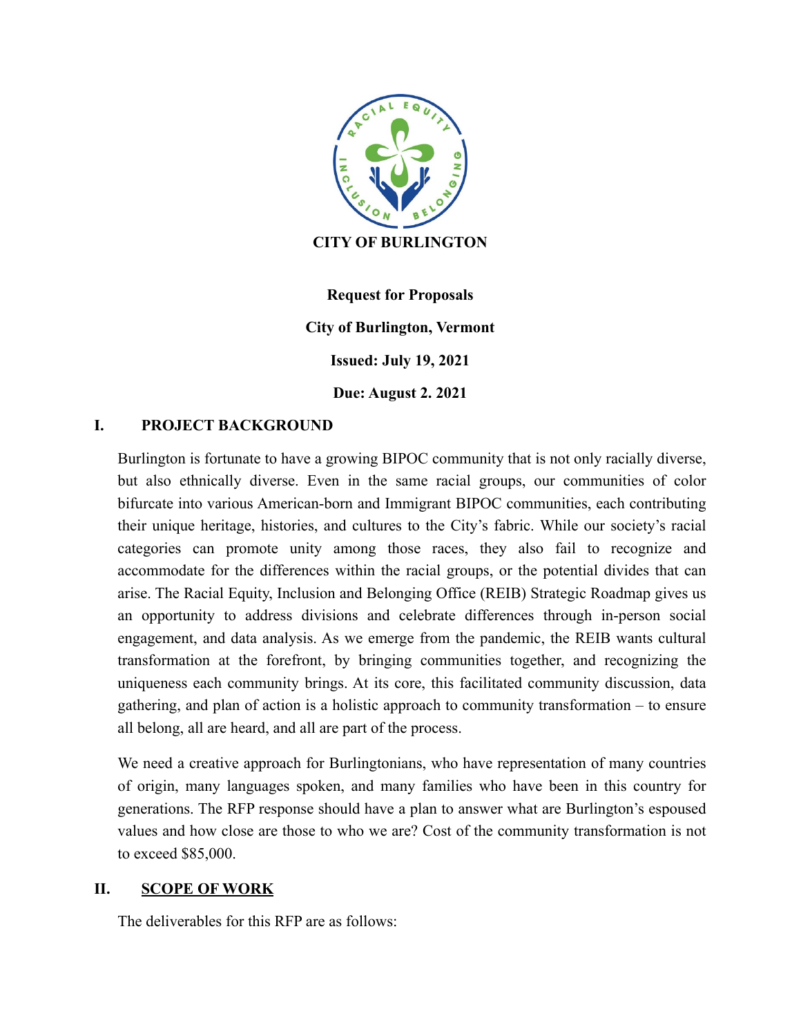**CITY OF BURLINGTON**

**Request for Proposals**

**City of Burlington, Vermont**

**Issued: July 19, 2021**

**Due: August 2. 2021**

## I. PROJECT BACKGROUND

Burlington is fortunate to have a growing BIPOC community that is not only racially diverse, but also ethnically diverse. Even in the same racial groups, our communities of color bifurcate into various American-born and Immigrant BIPOC communities, each contributing their unique heritage, histories, and cultures to the City's fabric. While our society's racial categories can promote unity among those races, they also fail to recognize and accommodate for the differences within the racial groups, or the potential divides that can arise. The Racial Equity, Inclusion and Belonging Office (REIB) Strategic Roadmap gives us an opportunity to address divisions and celebrate differences through in-person social engagement, and data analysis. As we emerge from the pandemic, the REIB wants cultural transformation at the forefront, by bringing communities together, and recognizing the uniqueness each community brings. At its core, this facilitated community discussion, data gathering, and plan of action is a holistic approach to community transformation – to ensure all belong, all are heard, and all are part of the process.

We need a creative approach for Burlingtonians, who have representation of many countries of origin, many languages spoken, and many families who have been in this country for generations. The RFP response should have a plan to answer what are Burlington's espoused values and how close are those to who we are? Cost of the community transformation is not to exceed $85,000.

## II. SCOPE OF WORK

The deliverables for this RFP are as follows: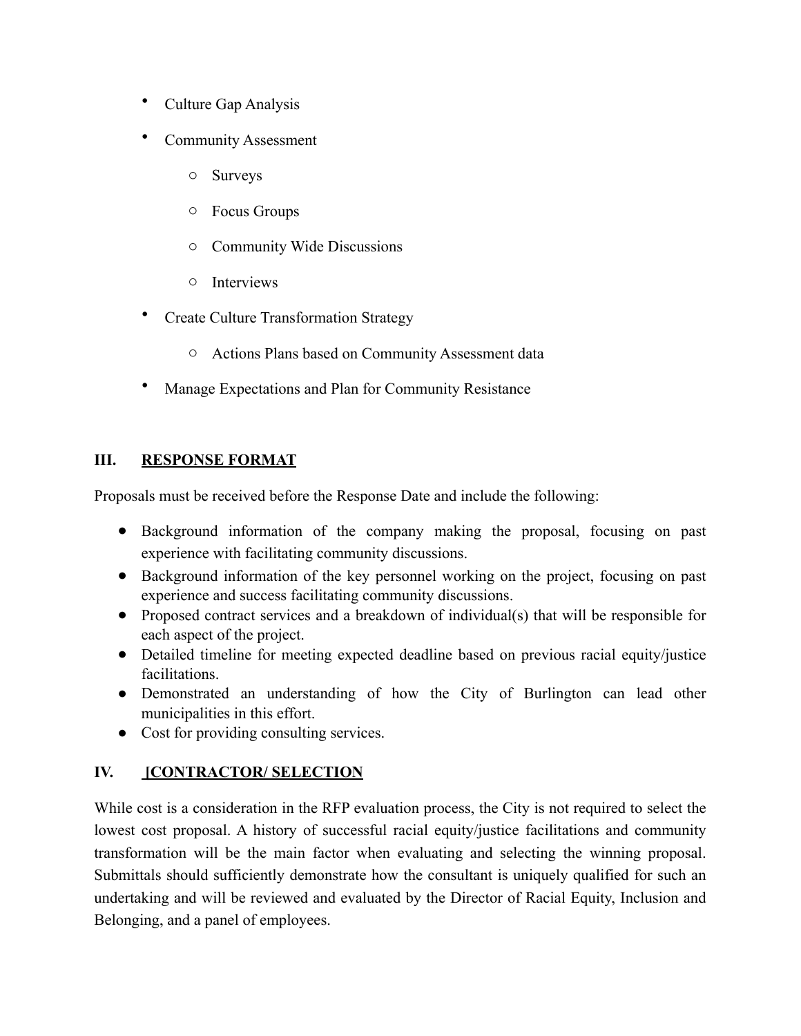- Culture Gap Analysis
- Community Assessment
  - Surveys
  - Focus Groups
  - Community Wide Discussions
  - Interviews
- Create Culture Transformation Strategy
  - Actions Plans based on Community Assessment data
- Manage Expectations and Plan for Community Resistance

## III. RESPONSE FORMAT

Proposals must be received before the Response Date and include the following:

- Background information of the company making the proposal, focusing on past experience with facilitating community discussions.
- Background information of the key personnel working on the project, focusing on past experience and success facilitating community discussions.
- Proposed contract services and a breakdown of individual(s) that will be responsible for each aspect of the project.
- Detailed timeline for meeting expected deadline based on previous racial equity/justice facilitations.
- Demonstrated an understanding of how the City of Burlington can lead other municipalities in this effort.
- Cost for providing consulting services.

## IV. [CONTRACTOR/ SELECTION

While cost is a consideration in the RFP evaluation process, the City is not required to select the lowest cost proposal. A history of successful racial equity/justice facilitations and community transformation will be the main factor when evaluating and selecting the winning proposal. Submittals should sufficiently demonstrate how the consultant is uniquely qualified for such an undertaking and will be reviewed and evaluated by the Director of Racial Equity, Inclusion and Belonging, and a panel of employees.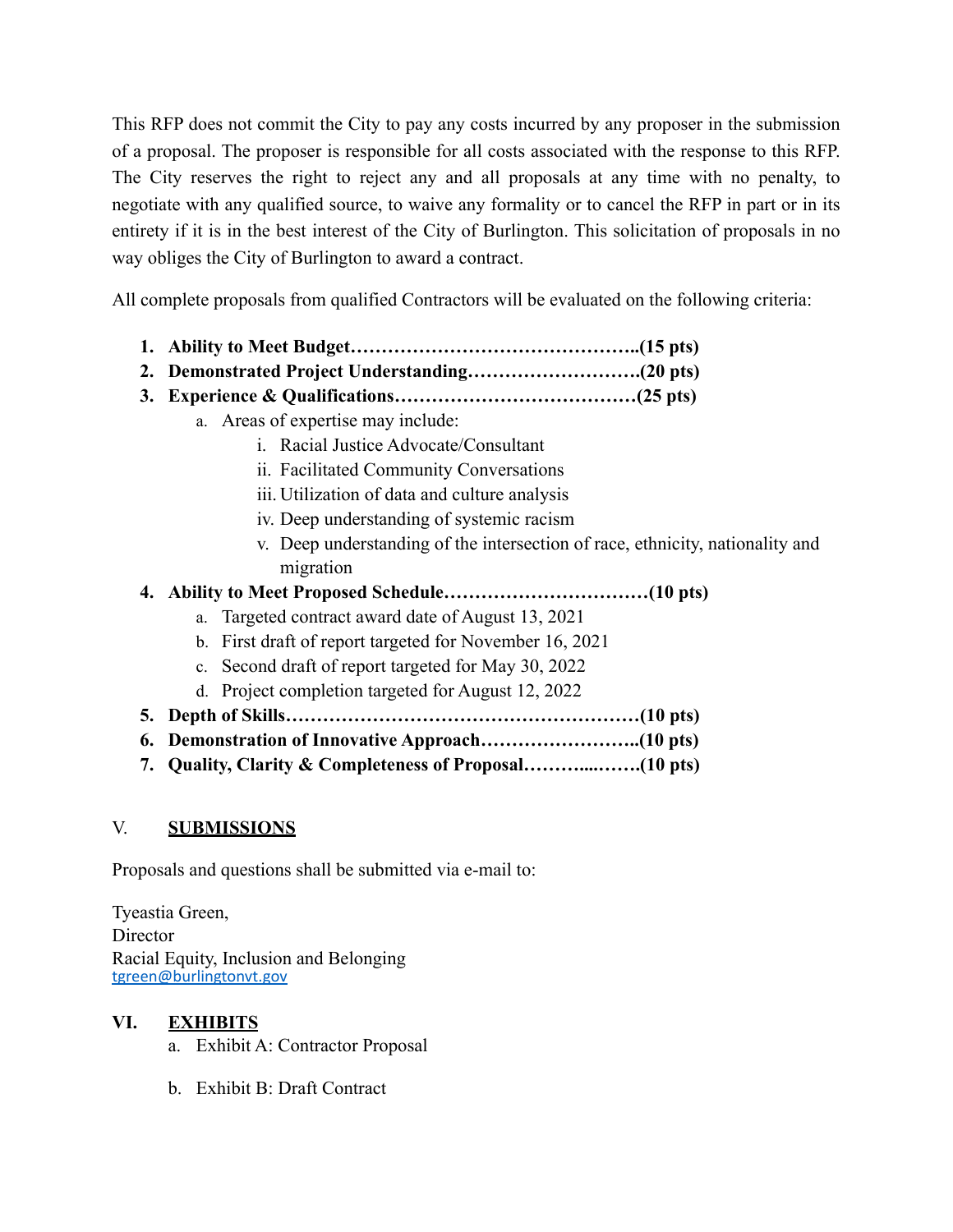This RFP does not commit the City to pay any costs incurred by any proposer in the submission of a proposal. The proposer is responsible for all costs associated with the response to this RFP. The City reserves the right to reject any and all proposals at any time with no penalty, to negotiate with any qualified source, to waive any formality or to cancel the RFP in part or in its entirety if it is in the best interest of the City of Burlington. This solicitation of proposals in no way obliges the City of Burlington to award a contract.

All complete proposals from qualified Contractors will be evaluated on the following criteria:

1. **Ability to Meet Budget……………………………………..(15 pts)**
2. **Demonstrated Project Understanding……………………….(20 pts)**
3. **Experience & Qualifications…………………………………(25 pts)**
   a. Areas of expertise may include:
      i. Racial Justice Advocate/Consultant
      ii. Facilitated Community Conversations
      iii. Utilization of data and culture analysis
      iv. Deep understanding of systemic racism
      v. Deep understanding of the intersection of race, ethnicity, nationality and migration
4. **Ability to Meet Proposed Schedule……………………………(10 pts)**
   a. Targeted contract award date of August 13, 2021
   b. First draft of report targeted for November 16, 2021
   c. Second draft of report targeted for May 30, 2022
   d. Project completion targeted for August 12, 2022
5. **Depth of Skills…………………………………………………(10 pts)**
6. **Demonstration of Innovative Approach……………………..(10 pts)**
7. **Quality, Clarity & Completeness of Proposal………...…….(10 pts)**

## V. <u>SUBMISSIONS</u>

Proposals and questions shall be submitted via e-mail to:

Tyeastia Green,
Director
Racial Equity, Inclusion and Belonging
tgreen@burlingtonvt.gov

## VI. <u>EXHIBITS</u>

a. Exhibit A: Contractor Proposal

b. Exhibit B: Draft Contract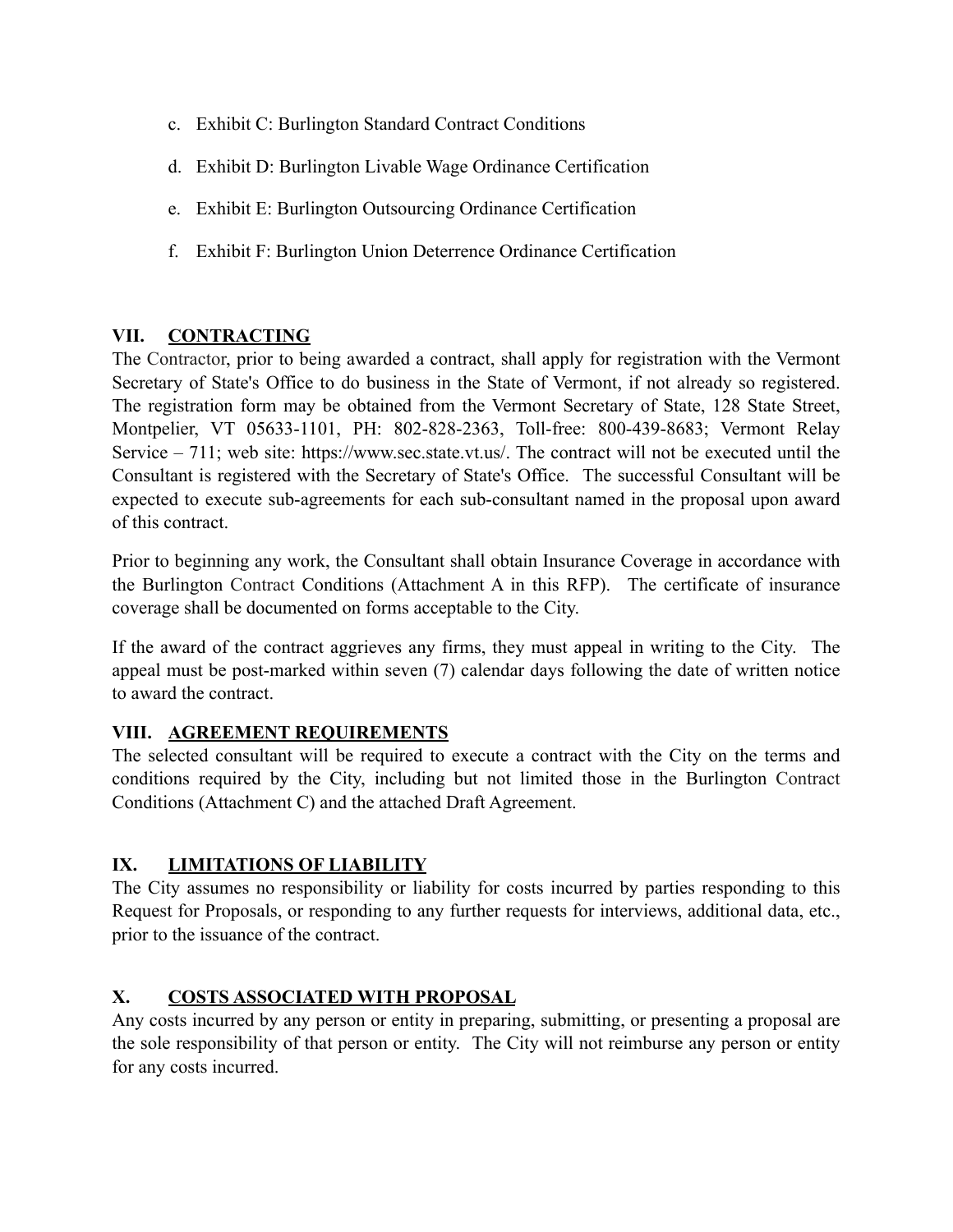c. Exhibit C: Burlington Standard Contract Conditions

d. Exhibit D: Burlington Livable Wage Ordinance Certification

e. Exhibit E: Burlington Outsourcing Ordinance Certification

f. Exhibit F: Burlington Union Deterrence Ordinance Certification

## VII. CONTRACTING

The Contractor, prior to being awarded a contract, shall apply for registration with the Vermont Secretary of State's Office to do business in the State of Vermont, if not already so registered. The registration form may be obtained from the Vermont Secretary of State, 128 State Street, Montpelier, VT 05633-1101, PH: 802-828-2363, Toll-free: 800-439-8683; Vermont Relay Service – 711; web site: https://www.sec.state.vt.us/. The contract will not be executed until the Consultant is registered with the Secretary of State's Office. The successful Consultant will be expected to execute sub-agreements for each sub-consultant named in the proposal upon award of this contract.

Prior to beginning any work, the Consultant shall obtain Insurance Coverage in accordance with the Burlington Contract Conditions (Attachment A in this RFP). The certificate of insurance coverage shall be documented on forms acceptable to the City.

If the award of the contract aggrieves any firms, they must appeal in writing to the City. The appeal must be post-marked within seven (7) calendar days following the date of written notice to award the contract.

## VIII. AGREEMENT REQUIREMENTS

The selected consultant will be required to execute a contract with the City on the terms and conditions required by the City, including but not limited those in the Burlington Contract Conditions (Attachment C) and the attached Draft Agreement.

## IX. LIMITATIONS OF LIABILITY

The City assumes no responsibility or liability for costs incurred by parties responding to this Request for Proposals, or responding to any further requests for interviews, additional data, etc., prior to the issuance of the contract.

## X. COSTS ASSOCIATED WITH PROPOSAL

Any costs incurred by any person or entity in preparing, submitting, or presenting a proposal are the sole responsibility of that person or entity. The City will not reimburse any person or entity for any costs incurred.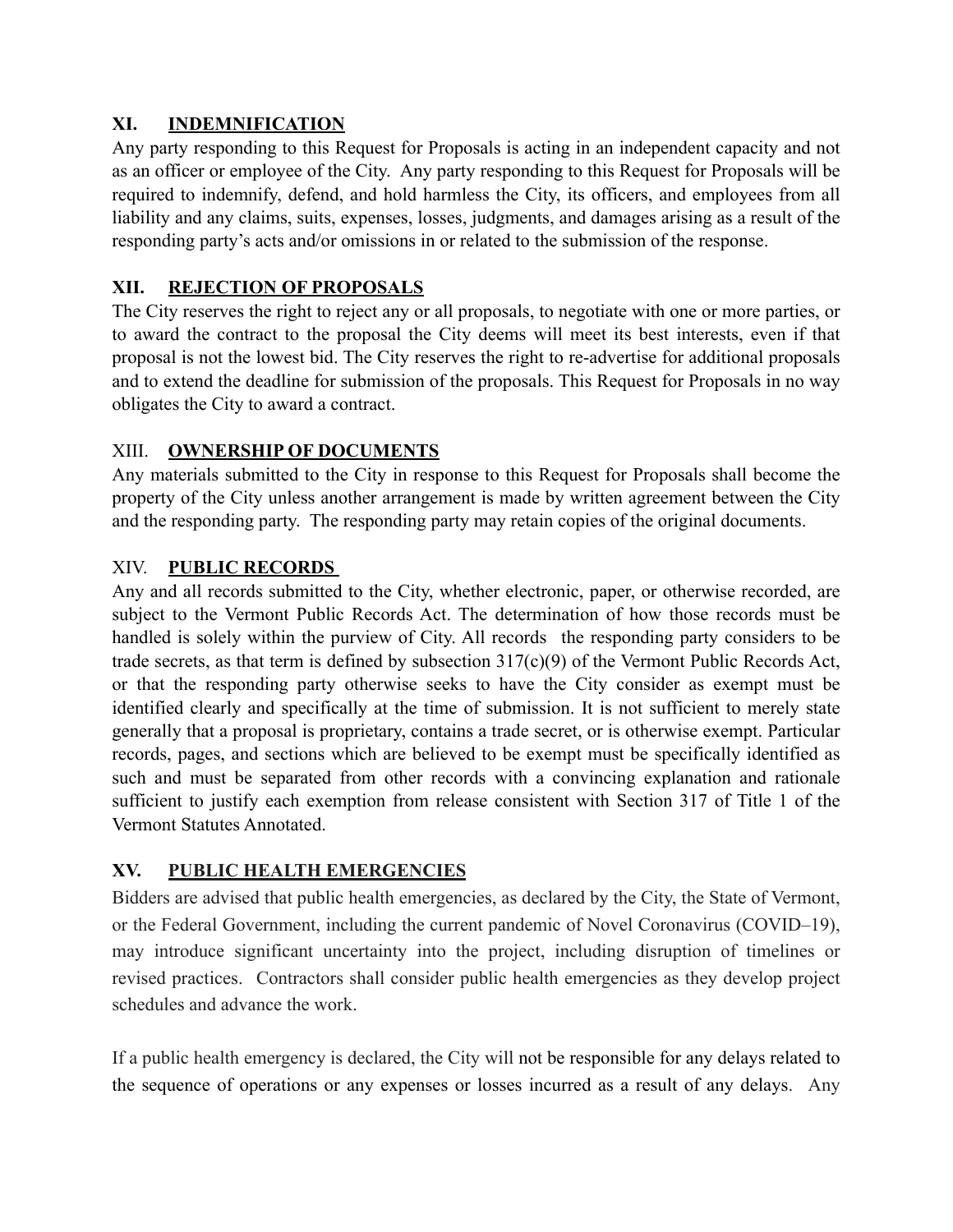## XI. <u>INDEMNIFICATION</u>

Any party responding to this Request for Proposals is acting in an independent capacity and not as an officer or employee of the City. Any party responding to this Request for Proposals will be required to indemnify, defend, and hold harmless the City, its officers, and employees from all liability and any claims, suits, expenses, losses, judgments, and damages arising as a result of the responding party's acts and/or omissions in or related to the submission of the response.

## XII. <u>REJECTION OF PROPOSALS</u>

The City reserves the right to reject any or all proposals, to negotiate with one or more parties, or to award the contract to the proposal the City deems will meet its best interests, even if that proposal is not the lowest bid. The City reserves the right to re-advertise for additional proposals and to extend the deadline for submission of the proposals. This Request for Proposals in no way obligates the City to award a contract.

## XIII. <u>OWNERSHIP OF DOCUMENTS</u>

Any materials submitted to the City in response to this Request for Proposals shall become the property of the City unless another arrangement is made by written agreement between the City and the responding party. The responding party may retain copies of the original documents.

## XIV. <u>PUBLIC RECORDS</u>

Any and all records submitted to the City, whether electronic, paper, or otherwise recorded, are subject to the Vermont Public Records Act. The determination of how those records must be handled is solely within the purview of City. All records the responding party considers to be trade secrets, as that term is defined by subsection 317(c)(9) of the Vermont Public Records Act, or that the responding party otherwise seeks to have the City consider as exempt must be identified clearly and specifically at the time of submission. It is not sufficient to merely state generally that a proposal is proprietary, contains a trade secret, or is otherwise exempt. Particular records, pages, and sections which are believed to be exempt must be specifically identified as such and must be separated from other records with a convincing explanation and rationale sufficient to justify each exemption from release consistent with Section 317 of Title 1 of the Vermont Statutes Annotated.

## XV. <u>PUBLIC HEALTH EMERGENCIES</u>

Bidders are advised that public health emergencies, as declared by the City, the State of Vermont, or the Federal Government, including the current pandemic of Novel Coronavirus (COVID–19), may introduce significant uncertainty into the project, including disruption of timelines or revised practices. Contractors shall consider public health emergencies as they develop project schedules and advance the work.

If a public health emergency is declared, the City will not be responsible for any delays related to the sequence of operations or any expenses or losses incurred as a result of any delays. Any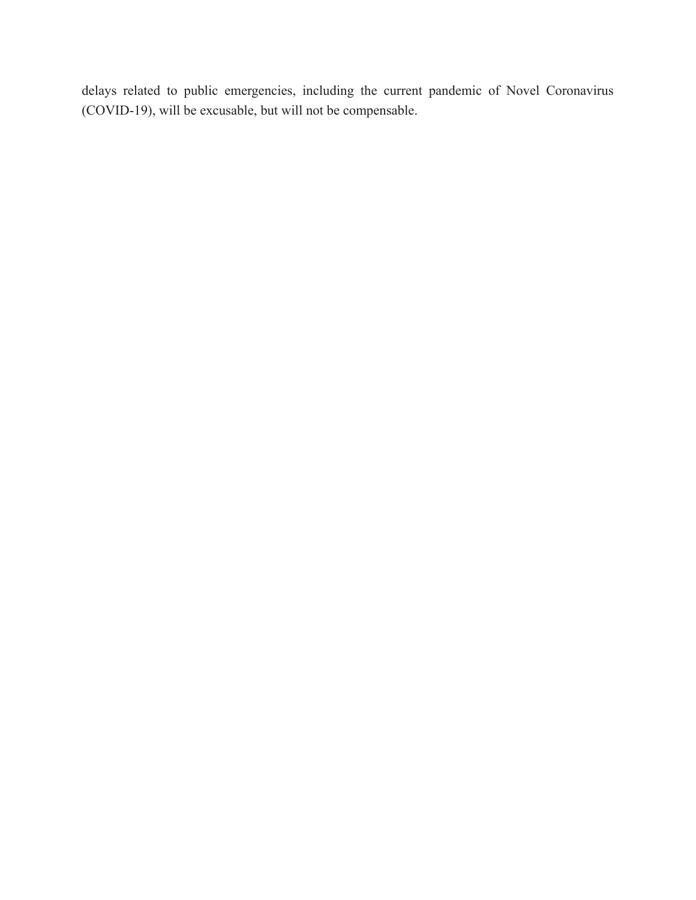delays related to public emergencies, including the current pandemic of Novel Coronavirus (COVID-19), will be excusable, but will not be compensable.